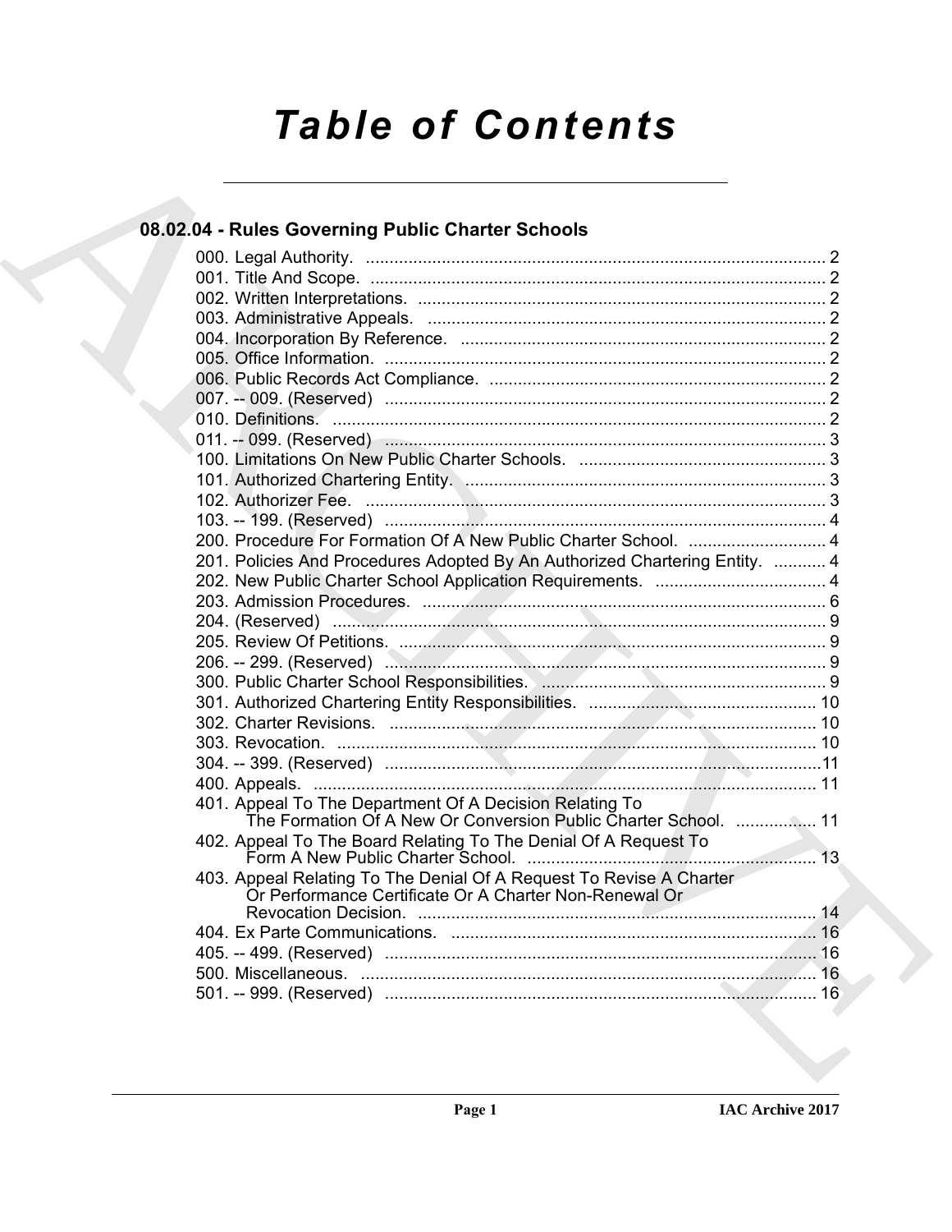# Table of Contents

## 08.02.04 - Rules Governing Public Charter Schools

000. Legal Authority. ..... 2
001. Title And Scope. ..... 2
002. Written Interpretations. ..... 2
003. Administrative Appeals. ..... 2
004. Incorporation By Reference. ..... 2
005. Office Information. ..... 2
006. Public Records Act Compliance. ..... 2
007. -- 009. (Reserved) ..... 2
010. Definitions. ..... 2
011. -- 099. (Reserved) ..... 3
100. Limitations On New Public Charter Schools. ..... 3
101. Authorized Chartering Entity. ..... 3
102. Authorizer Fee. ..... 3
103. -- 199. (Reserved) ..... 4
200. Procedure For Formation Of A New Public Charter School. ..... 4
201. Policies And Procedures Adopted By An Authorized Chartering Entity. ..... 4
202. New Public Charter School Application Requirements. ..... 4
203. Admission Procedures. ..... 6
204. (Reserved) ..... 9
205. Review Of Petitions. ..... 9
206. -- 299. (Reserved) ..... 9
300. Public Charter School Responsibilities. ..... 9
301. Authorized Chartering Entity Responsibilities. ..... 10
302. Charter Revisions. ..... 10
303. Revocation. ..... 10
304. -- 399. (Reserved) ..... 11
400. Appeals. ..... 11
401. Appeal To The Department Of A Decision Relating To The Formation Of A New Or Conversion Public Charter School. ..... 11
402. Appeal To The Board Relating To The Denial Of A Request To Form A New Public Charter School. ..... 13
403. Appeal Relating To The Denial Of A Request To Revise A Charter Or Performance Certificate Or A Charter Non-Renewal Or Revocation Decision. ..... 14
404. Ex Parte Communications. ..... 16
405. -- 499. (Reserved) ..... 16
500. Miscellaneous. ..... 16
501. -- 999. (Reserved) ..... 16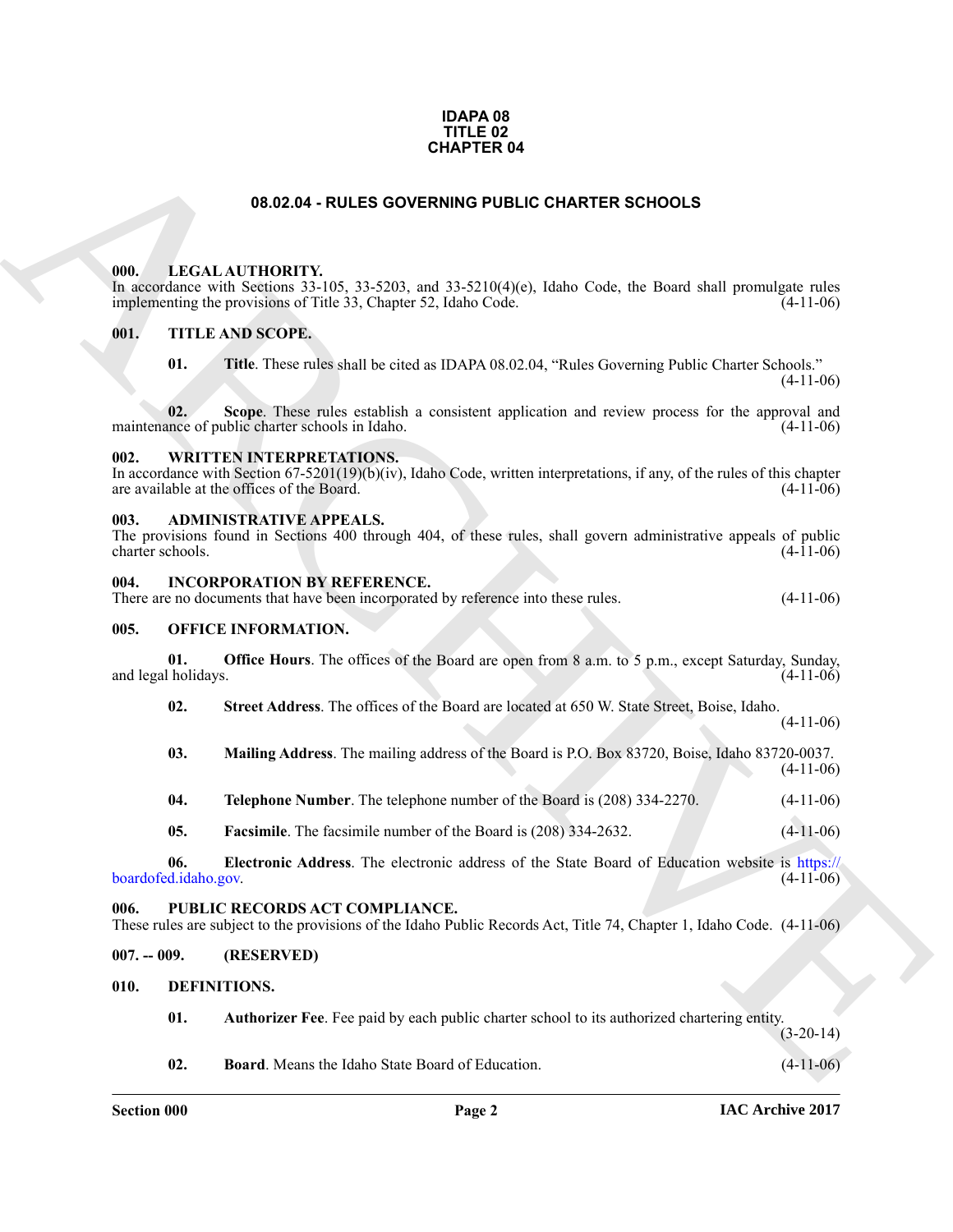**IDAPA 08**
**TITLE 02**
**CHAPTER 04**

# 08.02.04 - RULES GOVERNING PUBLIC CHARTER SCHOOLS

## 000. LEGAL AUTHORITY.

In accordance with Sections 33-105, 33-5203, and 33-5210(4)(e), Idaho Code, the Board shall promulgate rules implementing the provisions of Title 33, Chapter 52, Idaho Code. (4-11-06)

## 001. TITLE AND SCOPE.

**01. Title**. These rules shall be cited as IDAPA 08.02.04, "Rules Governing Public Charter Schools." (4-11-06)

**02. Scope**. These rules establish a consistent application and review process for the approval and maintenance of public charter schools in Idaho. (4-11-06)

## 002. WRITTEN INTERPRETATIONS.

In accordance with Section 67-5201(19)(b)(iv), Idaho Code, written interpretations, if any, of the rules of this chapter are available at the offices of the Board. (4-11-06)

## 003. ADMINISTRATIVE APPEALS.

The provisions found in Sections 400 through 404, of these rules, shall govern administrative appeals of public charter schools. (4-11-06)

## 004. INCORPORATION BY REFERENCE.

There are no documents that have been incorporated by reference into these rules. (4-11-06)

## 005. OFFICE INFORMATION.

**01. Office Hours**. The offices of the Board are open from 8 a.m. to 5 p.m., except Saturday, Sunday, and legal holidays. (4-11-06)

**02. Street Address**. The offices of the Board are located at 650 W. State Street, Boise, Idaho. (4-11-06)

**03. Mailing Address**. The mailing address of the Board is P.O. Box 83720, Boise, Idaho 83720-0037. (4-11-06)

**04. Telephone Number**. The telephone number of the Board is (208) 334-2270. (4-11-06)

**05. Facsimile**. The facsimile number of the Board is (208) 334-2632. (4-11-06)

**06. Electronic Address**. The electronic address of the State Board of Education website is https://boardofed.idaho.gov. (4-11-06)

## 006. PUBLIC RECORDS ACT COMPLIANCE.

These rules are subject to the provisions of the Idaho Public Records Act, Title 74, Chapter 1, Idaho Code. (4-11-06)

## 007. -- 009. (RESERVED)

## 010. DEFINITIONS.

**01. Authorizer Fee**. Fee paid by each public charter school to its authorized chartering entity. (3-20-14)

**02. Board**. Means the Idaho State Board of Education. (4-11-06)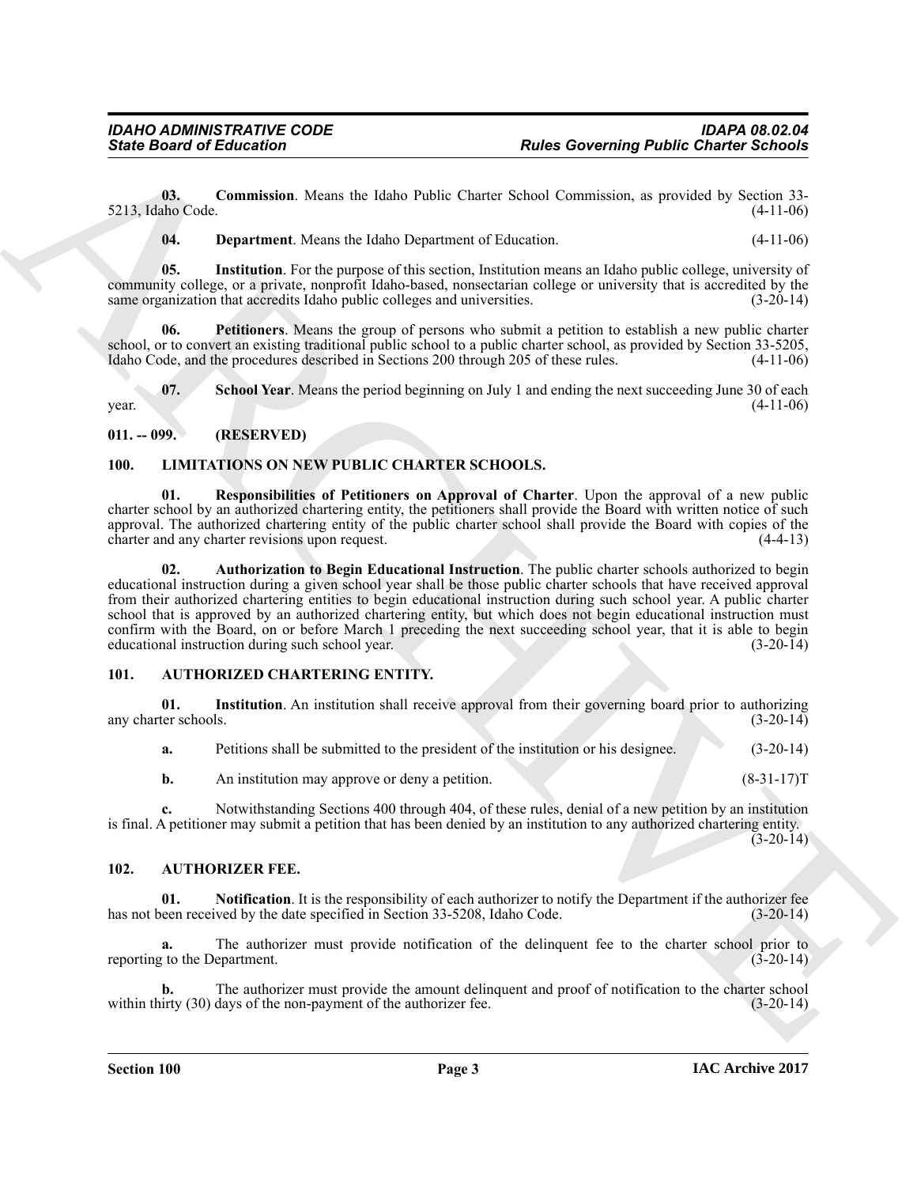**03. Commission**. Means the Idaho Public Charter School Commission, as provided by Section 33-5213, Idaho Code. (4-11-06)

**04. Department**. Means the Idaho Department of Education. (4-11-06)

**05. Institution**. For the purpose of this section, Institution means an Idaho public college, university of community college, or a private, nonprofit Idaho-based, nonsectarian college or university that is accredited by the same organization that accredits Idaho public colleges and universities. (3-20-14)

**06. Petitioners**. Means the group of persons who submit a petition to establish a new public charter school, or to convert an existing traditional public school to a public charter school, as provided by Section 33-5205, Idaho Code, and the procedures described in Sections 200 through 205 of these rules. (4-11-06)

**07. School Year**. Means the period beginning on July 1 and ending the next succeeding June 30 of each year. (4-11-06)

## 011. -- 099. (RESERVED)

## 100. LIMITATIONS ON NEW PUBLIC CHARTER SCHOOLS.

**01. Responsibilities of Petitioners on Approval of Charter**. Upon the approval of a new public charter school by an authorized chartering entity, the petitioners shall provide the Board with written notice of such approval. The authorized chartering entity of the public charter school shall provide the Board with copies of the charter and any charter revisions upon request. (4-4-13)

**02. Authorization to Begin Educational Instruction**. The public charter schools authorized to begin educational instruction during a given school year shall be those public charter schools that have received approval from their authorized chartering entities to begin educational instruction during such school year. A public charter school that is approved by an authorized chartering entity, but which does not begin educational instruction must confirm with the Board, on or before March 1 preceding the next succeeding school year, that it is able to begin educational instruction during such school year. (3-20-14)

## 101. AUTHORIZED CHARTERING ENTITY.

**01. Institution**. An institution shall receive approval from their governing board prior to authorizing any charter schools. (3-20-14)

**a.** Petitions shall be submitted to the president of the institution or his designee. (3-20-14)

**b.** An institution may approve or deny a petition. (8-31-17)T

**c.** Notwithstanding Sections 400 through 404, of these rules, denial of a new petition by an institution is final. A petitioner may submit a petition that has been denied by an institution to any authorized chartering entity. (3-20-14)

## 102. AUTHORIZER FEE.

**01. Notification**. It is the responsibility of each authorizer to notify the Department if the authorizer fee has not been received by the date specified in Section 33-5208, Idaho Code. (3-20-14)

**a.** The authorizer must provide notification of the delinquent fee to the charter school prior to reporting to the Department. (3-20-14)

**b.** The authorizer must provide the amount delinquent and proof of notification to the charter school within thirty (30) days of the non-payment of the authorizer fee. (3-20-14)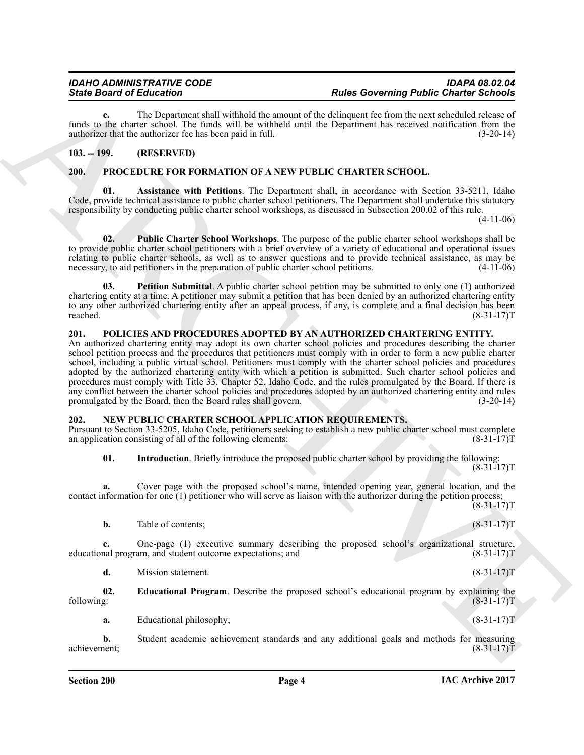**c.** The Department shall withhold the amount of the delinquent fee from the next scheduled release of funds to the charter school. The funds will be withheld until the Department has received notification from the authorizer that the authorizer fee has been paid in full. (3-20-14)

## 103. -- 199. (RESERVED)

## 200. PROCEDURE FOR FORMATION OF A NEW PUBLIC CHARTER SCHOOL.

**01. Assistance with Petitions**. The Department shall, in accordance with Section 33-5211, Idaho Code, provide technical assistance to public charter school petitioners. The Department shall undertake this statutory responsibility by conducting public charter school workshops, as discussed in Subsection 200.02 of this rule. (4-11-06)

**02. Public Charter School Workshops**. The purpose of the public charter school workshops shall be to provide public charter school petitioners with a brief overview of a variety of educational and operational issues relating to public charter schools, as well as to answer questions and to provide technical assistance, as may be necessary, to aid petitioners in the preparation of public charter school petitions. (4-11-06)

**03. Petition Submittal**. A public charter school petition may be submitted to only one (1) authorized chartering entity at a time. A petitioner may submit a petition that has been denied by an authorized chartering entity to any other authorized chartering entity after an appeal process, if any, is complete and a final decision has been reached. (8-31-17)T

## 201. POLICIES AND PROCEDURES ADOPTED BY AN AUTHORIZED CHARTERING ENTITY.

An authorized chartering entity may adopt its own charter school policies and procedures describing the charter school petition process and the procedures that petitioners must comply with in order to form a new public charter school, including a public virtual school. Petitioners must comply with the charter school policies and procedures adopted by the authorized chartering entity with which a petition is submitted. Such charter school policies and procedures must comply with Title 33, Chapter 52, Idaho Code, and the rules promulgated by the Board. If there is any conflict between the charter school policies and procedures adopted by an authorized chartering entity and rules promulgated by the Board, then the Board rules shall govern. (3-20-14)

## 202. NEW PUBLIC CHARTER SCHOOL APPLICATION REQUIREMENTS.

Pursuant to Section 33-5205, Idaho Code, petitioners seeking to establish a new public charter school must complete an application consisting of all of the following elements: (8-31-17)T

**01. Introduction**. Briefly introduce the proposed public charter school by providing the following: (8-31-17)T

**a.** Cover page with the proposed school's name, intended opening year, general location, and the contact information for one (1) petitioner who will serve as liaison with the authorizer during the petition process; (8-31-17)T

**b.** Table of contents; (8-31-17)T

**c.** One-page (1) executive summary describing the proposed school's organizational structure, educational program, and student outcome expectations; and (8-31-17)T

**d.** Mission statement. (8-31-17)T

**02. Educational Program**. Describe the proposed school's educational program by explaining the following: (8-31-17)T

**a.** Educational philosophy; (8-31-17)T

**b.** Student academic achievement standards and any additional goals and methods for measuring achievement; (8-31-17)T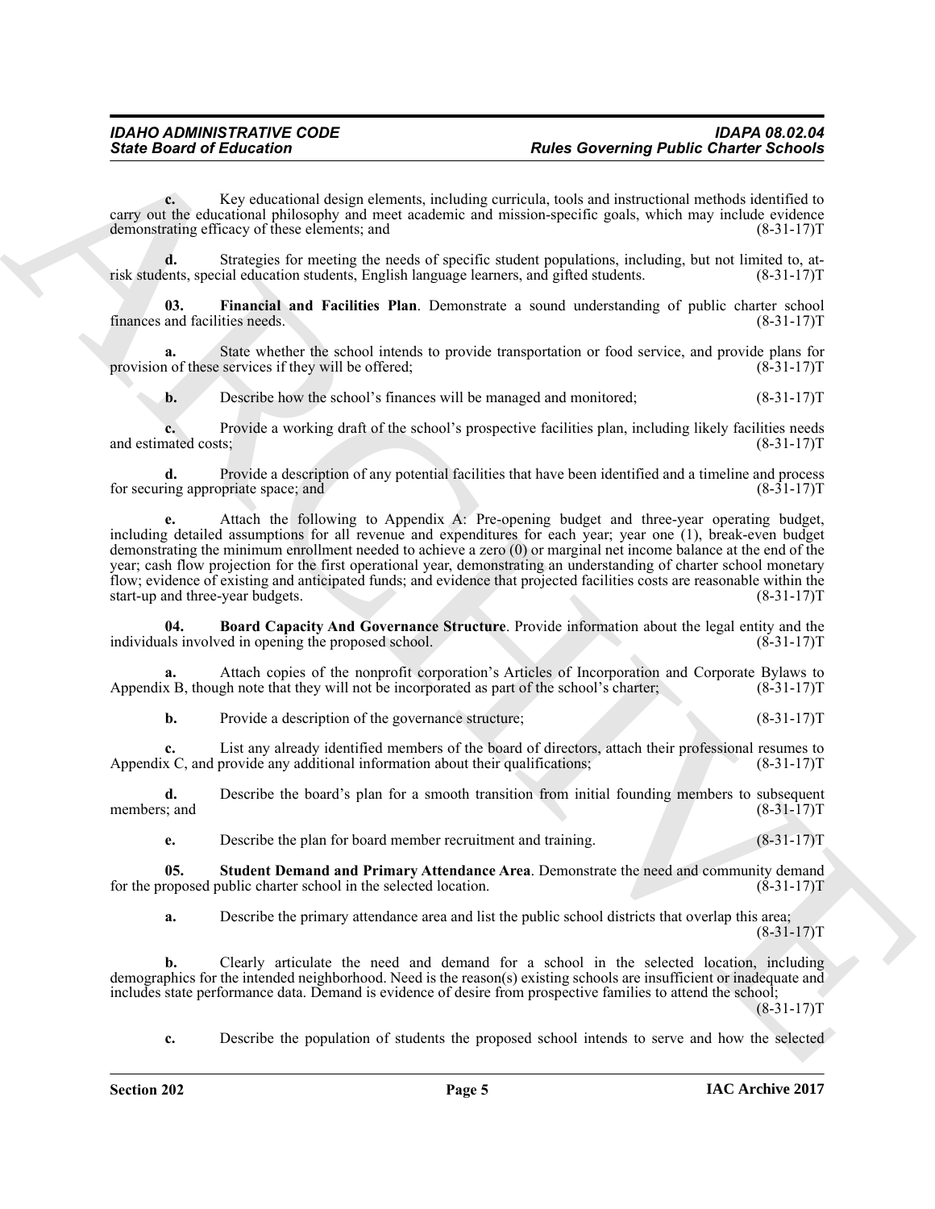**c.** Key educational design elements, including curricula, tools and instructional methods identified to carry out the educational philosophy and meet academic and mission-specific goals, which may include evidence demonstrating efficacy of these elements; and (8-31-17)T

**d.** Strategies for meeting the needs of specific student populations, including, but not limited to, at-risk students, special education students, English language learners, and gifted students. (8-31-17)T

**03. Financial and Facilities Plan**. Demonstrate a sound understanding of public charter school finances and facilities needs. (8-31-17)T

**a.** State whether the school intends to provide transportation or food service, and provide plans for provision of these services if they will be offered; (8-31-17)T

**b.** Describe how the school's finances will be managed and monitored; (8-31-17)T

**c.** Provide a working draft of the school's prospective facilities plan, including likely facilities needs and estimated costs; (8-31-17)T

**d.** Provide a description of any potential facilities that have been identified and a timeline and process for securing appropriate space; and (8-31-17)T

**e.** Attach the following to Appendix A: Pre-opening budget and three-year operating budget, including detailed assumptions for all revenue and expenditures for each year; year one (1), break-even budget demonstrating the minimum enrollment needed to achieve a zero (0) or marginal net income balance at the end of the year; cash flow projection for the first operational year, demonstrating an understanding of charter school monetary flow; evidence of existing and anticipated funds; and evidence that projected facilities costs are reasonable within the start-up and three-year budgets. (8-31-17)T

**04. Board Capacity And Governance Structure**. Provide information about the legal entity and the individuals involved in opening the proposed school. (8-31-17)T

**a.** Attach copies of the nonprofit corporation's Articles of Incorporation and Corporate Bylaws to Appendix B, though note that they will not be incorporated as part of the school's charter; (8-31-17)T

**b.** Provide a description of the governance structure; (8-31-17)T

**c.** List any already identified members of the board of directors, attach their professional resumes to Appendix C, and provide any additional information about their qualifications; (8-31-17)T

**d.** Describe the board's plan for a smooth transition from initial founding members to subsequent members; and (8-31-17)T

**e.** Describe the plan for board member recruitment and training. (8-31-17)T

**05. Student Demand and Primary Attendance Area**. Demonstrate the need and community demand for the proposed public charter school in the selected location. (8-31-17)T

**a.** Describe the primary attendance area and list the public school districts that overlap this area; (8-31-17)T

**b.** Clearly articulate the need and demand for a school in the selected location, including demographics for the intended neighborhood. Need is the reason(s) existing schools are insufficient or inadequate and includes state performance data. Demand is evidence of desire from prospective families to attend the school; (8-31-17)T

**c.** Describe the population of students the proposed school intends to serve and how the selected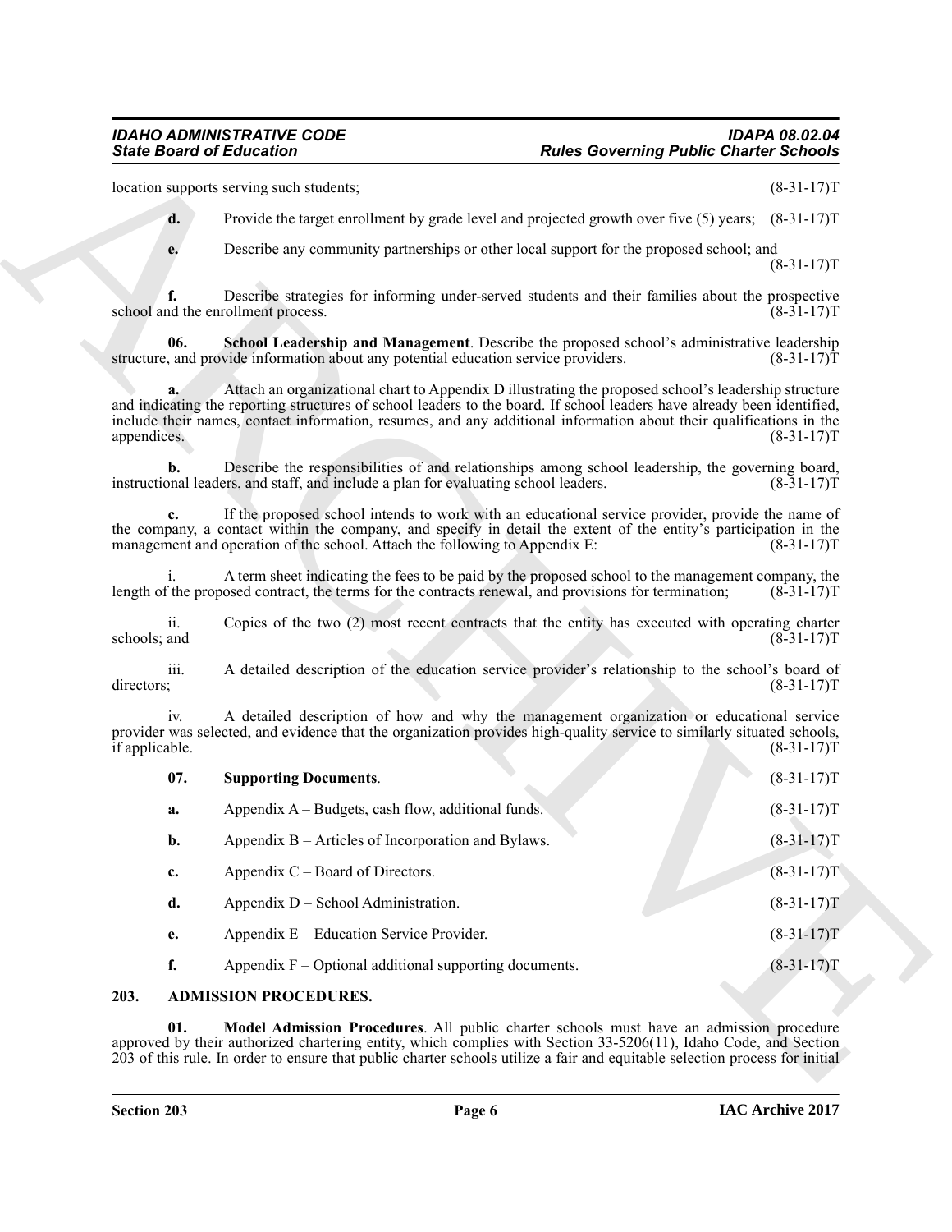location supports serving such students; (8-31-17)T

**d.** Provide the target enrollment by grade level and projected growth over five (5) years; (8-31-17)T

**e.** Describe any community partnerships or other local support for the proposed school; and (8-31-17)T

**f.** Describe strategies for informing under-served students and their families about the prospective school and the enrollment process. (8-31-17)T

**06. School Leadership and Management**. Describe the proposed school's administrative leadership structure, and provide information about any potential education service providers. (8-31-17)T

**a.** Attach an organizational chart to Appendix D illustrating the proposed school's leadership structure and indicating the reporting structures of school leaders to the board. If school leaders have already been identified, include their names, contact information, resumes, and any additional information about their qualifications in the appendices. (8-31-17)T

**b.** Describe the responsibilities of and relationships among school leadership, the governing board, instructional leaders, and staff, and include a plan for evaluating school leaders. (8-31-17)T

**c.** If the proposed school intends to work with an educational service provider, provide the name of the company, a contact within the company, and specify in detail the extent of the entity's participation in the management and operation of the school. Attach the following to Appendix E: (8-31-17)T

i. A term sheet indicating the fees to be paid by the proposed school to the management company, the length of the proposed contract, the terms for the contracts renewal, and provisions for termination; (8-31-17)T

ii. Copies of the two (2) most recent contracts that the entity has executed with operating charter schools; and (8-31-17)T

iii. A detailed description of the education service provider's relationship to the school's board of directors; (8-31-17)T

iv. A detailed description of how and why the management organization or educational service provider was selected, and evidence that the organization provides high-quality service to similarly situated schools, if applicable. (8-31-17)T

**07. Supporting Documents**. (8-31-17)T

**a.** Appendix A – Budgets, cash flow, additional funds. (8-31-17)T

**b.** Appendix B – Articles of Incorporation and Bylaws. (8-31-17)T

**c.** Appendix C – Board of Directors. (8-31-17)T

**d.** Appendix D – School Administration. (8-31-17)T

**e.** Appendix E – Education Service Provider. (8-31-17)T

**f.** Appendix F – Optional additional supporting documents. (8-31-17)T

## 203. ADMISSION PROCEDURES.

**01. Model Admission Procedures**. All public charter schools must have an admission procedure approved by their authorized chartering entity, which complies with Section 33-5206(11), Idaho Code, and Section 203 of this rule. In order to ensure that public charter schools utilize a fair and equitable selection process for initial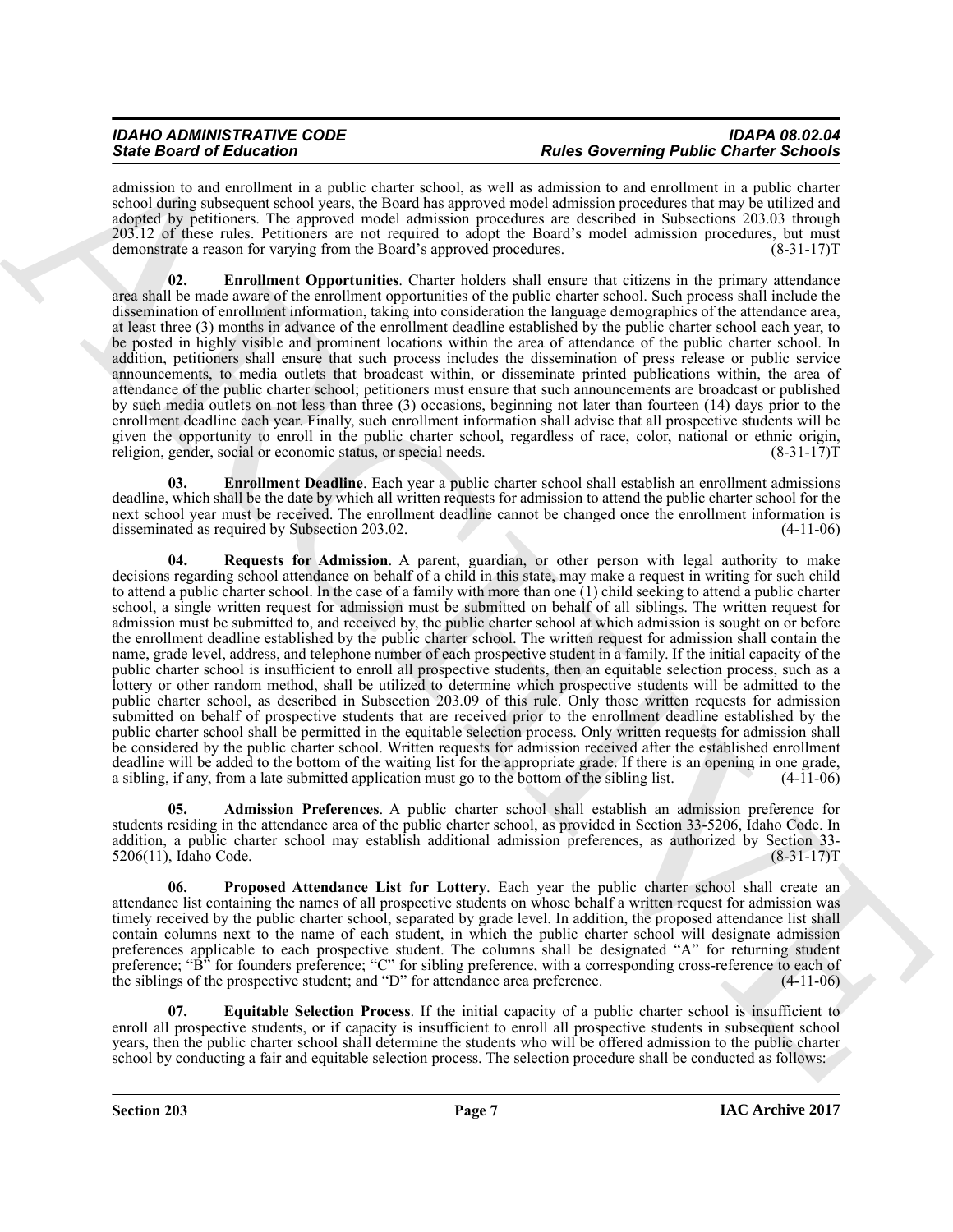admission to and enrollment in a public charter school, as well as admission to and enrollment in a public charter school during subsequent school years, the Board has approved model admission procedures that may be utilized and adopted by petitioners. The approved model admission procedures are described in Subsections 203.03 through 203.12 of these rules. Petitioners are not required to adopt the Board's model admission procedures, but must demonstrate a reason for varying from the Board's approved procedures. (8-31-17)T

**02. Enrollment Opportunities**. Charter holders shall ensure that citizens in the primary attendance area shall be made aware of the enrollment opportunities of the public charter school. Such process shall include the dissemination of enrollment information, taking into consideration the language demographics of the attendance area, at least three (3) months in advance of the enrollment deadline established by the public charter school each year, to be posted in highly visible and prominent locations within the area of attendance of the public charter school. In addition, petitioners shall ensure that such process includes the dissemination of press release or public service announcements, to media outlets that broadcast within, or disseminate printed publications within, the area of attendance of the public charter school; petitioners must ensure that such announcements are broadcast or published by such media outlets on not less than three (3) occasions, beginning not later than fourteen (14) days prior to the enrollment deadline each year. Finally, such enrollment information shall advise that all prospective students will be given the opportunity to enroll in the public charter school, regardless of race, color, national or ethnic origin, religion, gender, social or economic status, or special needs. (8-31-17)T

**03. Enrollment Deadline**. Each year a public charter school shall establish an enrollment admissions deadline, which shall be the date by which all written requests for admission to attend the public charter school for the next school year must be received. The enrollment deadline cannot be changed once the enrollment information is disseminated as required by Subsection 203.02. (4-11-06)

**04. Requests for Admission**. A parent, guardian, or other person with legal authority to make decisions regarding school attendance on behalf of a child in this state, may make a request in writing for such child to attend a public charter school. In the case of a family with more than one (1) child seeking to attend a public charter school, a single written request for admission must be submitted on behalf of all siblings. The written request for admission must be submitted to, and received by, the public charter school at which admission is sought on or before the enrollment deadline established by the public charter school. The written request for admission shall contain the name, grade level, address, and telephone number of each prospective student in a family. If the initial capacity of the public charter school is insufficient to enroll all prospective students, then an equitable selection process, such as a lottery or other random method, shall be utilized to determine which prospective students will be admitted to the public charter school, as described in Subsection 203.09 of this rule. Only those written requests for admission submitted on behalf of prospective students that are received prior to the enrollment deadline established by the public charter school shall be permitted in the equitable selection process. Only written requests for admission shall be considered by the public charter school. Written requests for admission received after the established enrollment deadline will be added to the bottom of the waiting list for the appropriate grade. If there is an opening in one grade, a sibling, if any, from a late submitted application must go to the bottom of the sibling list. (4-11-06)

**05. Admission Preferences**. A public charter school shall establish an admission preference for students residing in the attendance area of the public charter school, as provided in Section 33-5206, Idaho Code. In addition, a public charter school may establish additional admission preferences, as authorized by Section 33-5206(11), Idaho Code. (8-31-17)T

**06. Proposed Attendance List for Lottery**. Each year the public charter school shall create an attendance list containing the names of all prospective students on whose behalf a written request for admission was timely received by the public charter school, separated by grade level. In addition, the proposed attendance list shall contain columns next to the name of each student, in which the public charter school will designate admission preferences applicable to each prospective student. The columns shall be designated "A" for returning student preference; "B" for founders preference; "C" for sibling preference, with a corresponding cross-reference to each of the siblings of the prospective student; and "D" for attendance area preference. (4-11-06)

**07. Equitable Selection Process**. If the initial capacity of a public charter school is insufficient to enroll all prospective students, or if capacity is insufficient to enroll all prospective students in subsequent school years, then the public charter school shall determine the students who will be offered admission to the public charter school by conducting a fair and equitable selection process. The selection procedure shall be conducted as follows: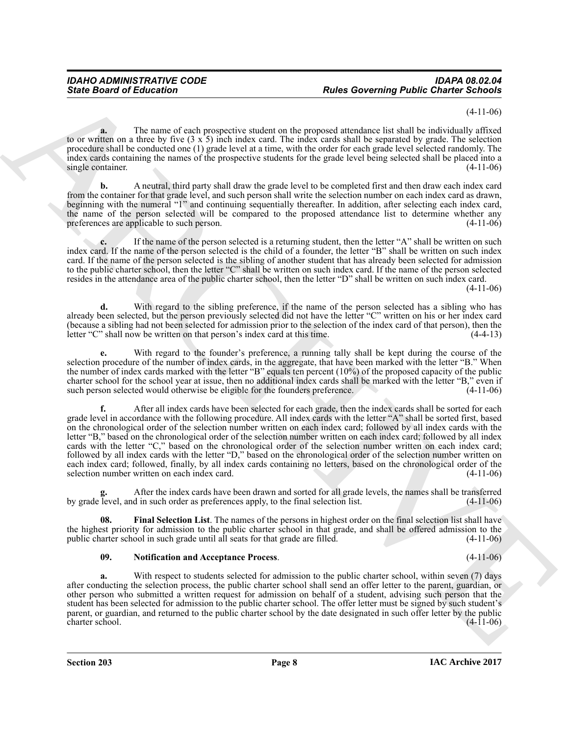(4-11-06)

**a.** The name of each prospective student on the proposed attendance list shall be individually affixed to or written on a three by five (3 x 5) inch index card. The index cards shall be separated by grade. The selection procedure shall be conducted one (1) grade level at a time, with the order for each grade level selected randomly. The index cards containing the names of the prospective students for the grade level being selected shall be placed into a single container. (4-11-06)

**b.** A neutral, third party shall draw the grade level to be completed first and then draw each index card from the container for that grade level, and such person shall write the selection number on each index card as drawn, beginning with the numeral "1" and continuing sequentially thereafter. In addition, after selecting each index card, the name of the person selected will be compared to the proposed attendance list to determine whether any preferences are applicable to such person. (4-11-06)

**c.** If the name of the person selected is a returning student, then the letter "A" shall be written on such index card. If the name of the person selected is the child of a founder, the letter "B" shall be written on such index card. If the name of the person selected is the sibling of another student that has already been selected for admission to the public charter school, then the letter "C" shall be written on such index card. If the name of the person selected resides in the attendance area of the public charter school, then the letter "D" shall be written on such index card. (4-11-06)

**d.** With regard to the sibling preference, if the name of the person selected has a sibling who has already been selected, but the person previously selected did not have the letter "C" written on his or her index card (because a sibling had not been selected for admission prior to the selection of the index card of that person), then the letter "C" shall now be written on that person's index card at this time. (4-4-13)

**e.** With regard to the founder's preference, a running tally shall be kept during the course of the selection procedure of the number of index cards, in the aggregate, that have been marked with the letter "B." When the number of index cards marked with the letter "B" equals ten percent (10%) of the proposed capacity of the public charter school for the school year at issue, then no additional index cards shall be marked with the letter "B," even if such person selected would otherwise be eligible for the founders preference. (4-11-06)

**f.** After all index cards have been selected for each grade, then the index cards shall be sorted for each grade level in accordance with the following procedure. All index cards with the letter "A" shall be sorted first, based on the chronological order of the selection number written on each index card; followed by all index cards with the letter "B," based on the chronological order of the selection number written on each index card; followed by all index cards with the letter "C," based on the chronological order of the selection number written on each index card; followed by all index cards with the letter "D," based on the chronological order of the selection number written on each index card; followed, finally, by all index cards containing no letters, based on the chronological order of the selection number written on each index card. (4-11-06)

**g.** After the index cards have been drawn and sorted for all grade levels, the names shall be transferred by grade level, and in such order as preferences apply, to the final selection list. (4-11-06)

**08. Final Selection List**. The names of the persons in highest order on the final selection list shall have the highest priority for admission to the public charter school in that grade, and shall be offered admission to the public charter school in such grade until all seats for that grade are filled. (4-11-06)

**09. Notification and Acceptance Process**. (4-11-06)

**a.** With respect to students selected for admission to the public charter school, within seven (7) days after conducting the selection process, the public charter school shall send an offer letter to the parent, guardian, or other person who submitted a written request for admission on behalf of a student, advising such person that the student has been selected for admission to the public charter school. The offer letter must be signed by such student's parent, or guardian, and returned to the public charter school by the date designated in such offer letter by the public charter school. (4-11-06)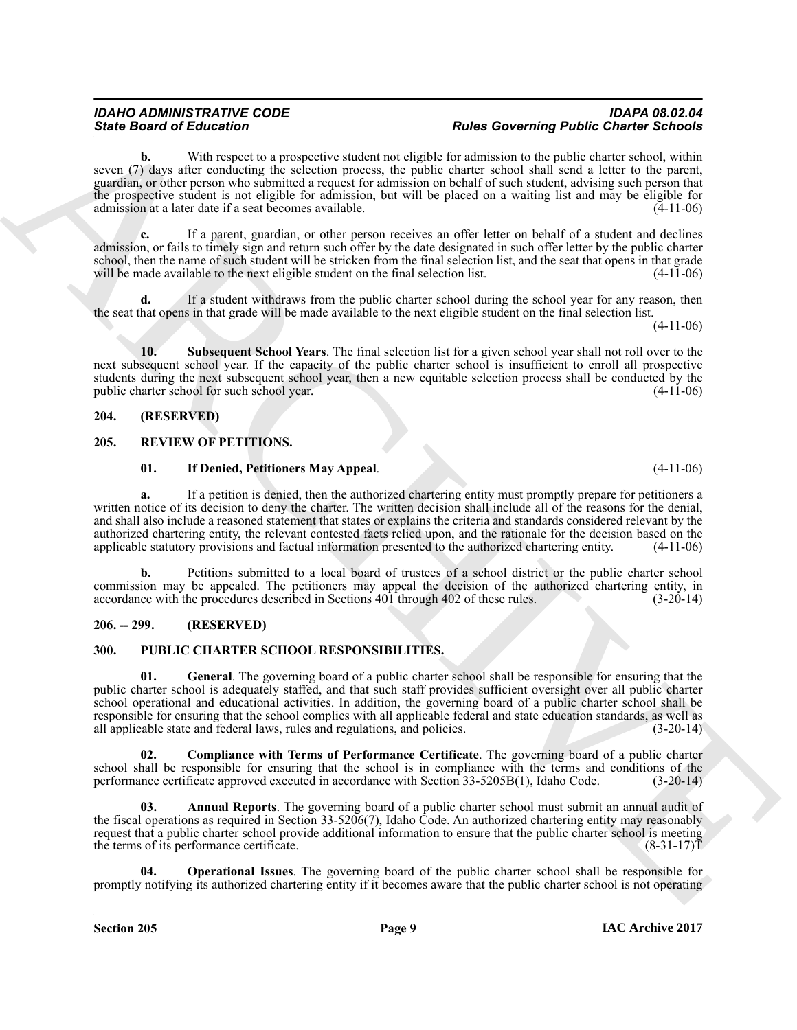**b.** With respect to a prospective student not eligible for admission to the public charter school, within seven (7) days after conducting the selection process, the public charter school shall send a letter to the parent, guardian, or other person who submitted a request for admission on behalf of such student, advising such person that the prospective student is not eligible for admission, but will be placed on a waiting list and may be eligible for admission at a later date if a seat becomes available. (4-11-06)

**c.** If a parent, guardian, or other person receives an offer letter on behalf of a student and declines admission, or fails to timely sign and return such offer by the date designated in such offer letter by the public charter school, then the name of such student will be stricken from the final selection list, and the seat that opens in that grade will be made available to the next eligible student on the final selection list. (4-11-06)

**d.** If a student withdraws from the public charter school during the school year for any reason, then the seat that opens in that grade will be made available to the next eligible student on the final selection list. (4-11-06)

**10. Subsequent School Years**. The final selection list for a given school year shall not roll over to the next subsequent school year. If the capacity of the public charter school is insufficient to enroll all prospective students during the next subsequent school year, then a new equitable selection process shall be conducted by the public charter school for such school year. (4-11-06)

## 204. (RESERVED)

## 205. REVIEW OF PETITIONS.

**01. If Denied, Petitioners May Appeal**. (4-11-06)

**a.** If a petition is denied, then the authorized chartering entity must promptly prepare for petitioners a written notice of its decision to deny the charter. The written decision shall include all of the reasons for the denial, and shall also include a reasoned statement that states or explains the criteria and standards considered relevant by the authorized chartering entity, the relevant contested facts relied upon, and the rationale for the decision based on the applicable statutory provisions and factual information presented to the authorized chartering entity. (4-11-06)

**b.** Petitions submitted to a local board of trustees of a school district or the public charter school commission may be appealed. The petitioners may appeal the decision of the authorized chartering entity, in accordance with the procedures described in Sections 401 through 402 of these rules. (3-20-14)

## 206. -- 299. (RESERVED)

## 300. PUBLIC CHARTER SCHOOL RESPONSIBILITIES.

**01. General**. The governing board of a public charter school shall be responsible for ensuring that the public charter school is adequately staffed, and that such staff provides sufficient oversight over all public charter school operational and educational activities. In addition, the governing board of a public charter school shall be responsible for ensuring that the school complies with all applicable federal and state education standards, as well as all applicable state and federal laws, rules and regulations, and policies. (3-20-14)

**02. Compliance with Terms of Performance Certificate**. The governing board of a public charter school shall be responsible for ensuring that the school is in compliance with the terms and conditions of the performance certificate approved executed in accordance with Section 33-5205B(1), Idaho Code. (3-20-14)

**03. Annual Reports**. The governing board of a public charter school must submit an annual audit of the fiscal operations as required in Section 33-5206(7), Idaho Code. An authorized chartering entity may reasonably request that a public charter school provide additional information to ensure that the public charter school is meeting the terms of its performance certificate. (8-31-17)T

**04. Operational Issues**. The governing board of the public charter school shall be responsible for promptly notifying its authorized chartering entity if it becomes aware that the public charter school is not operating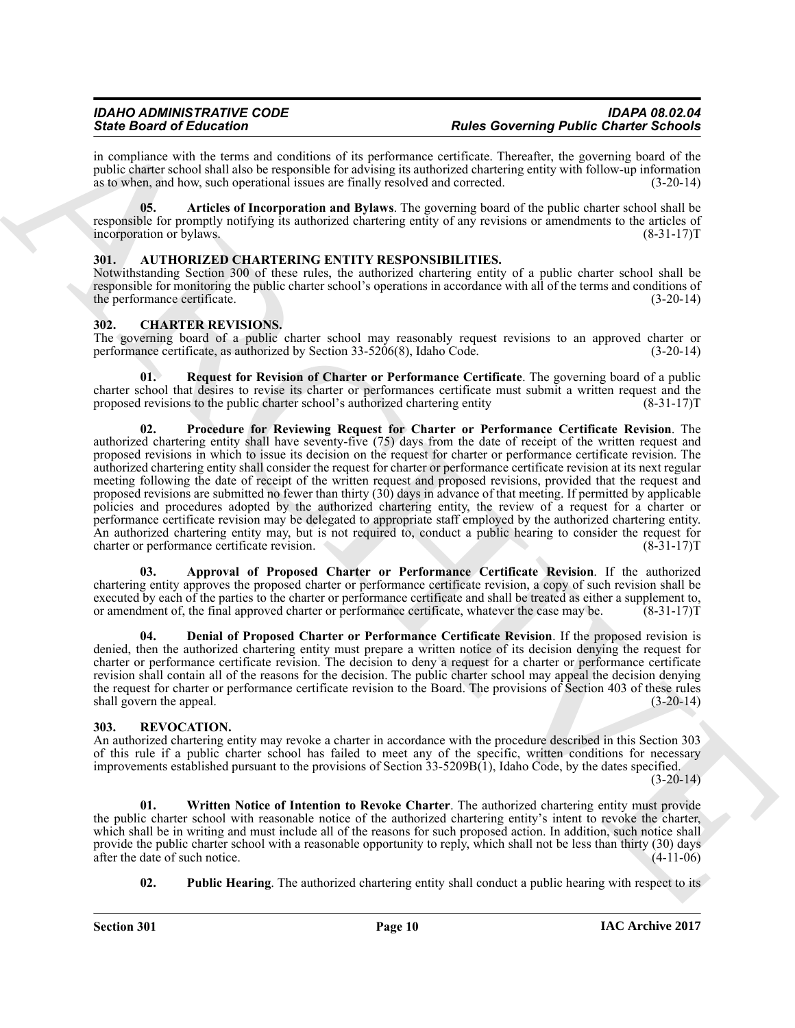in compliance with the terms and conditions of its performance certificate. Thereafter, the governing board of the public charter school shall also be responsible for advising its authorized chartering entity with follow-up information as to when, and how, such operational issues are finally resolved and corrected. (3-20-14)

**05. Articles of Incorporation and Bylaws**. The governing board of the public charter school shall be responsible for promptly notifying its authorized chartering entity of any revisions or amendments to the articles of incorporation or bylaws. (8-31-17)T

## 301. AUTHORIZED CHARTERING ENTITY RESPONSIBILITIES.

Notwithstanding Section 300 of these rules, the authorized chartering entity of a public charter school shall be responsible for monitoring the public charter school's operations in accordance with all of the terms and conditions of the performance certificate. (3-20-14)

## 302. CHARTER REVISIONS.

The governing board of a public charter school may reasonably request revisions to an approved charter or performance certificate, as authorized by Section 33-5206(8), Idaho Code. (3-20-14)

**01. Request for Revision of Charter or Performance Certificate**. The governing board of a public charter school that desires to revise its charter or performances certificate must submit a written request and the proposed revisions to the public charter school's authorized chartering entity (8-31-17)T

**02. Procedure for Reviewing Request for Charter or Performance Certificate Revision**. The authorized chartering entity shall have seventy-five (75) days from the date of receipt of the written request and proposed revisions in which to issue its decision on the request for charter or performance certificate revision. The authorized chartering entity shall consider the request for charter or performance certificate revision at its next regular meeting following the date of receipt of the written request and proposed revisions, provided that the request and proposed revisions are submitted no fewer than thirty (30) days in advance of that meeting. If permitted by applicable policies and procedures adopted by the authorized chartering entity, the review of a request for a charter or performance certificate revision may be delegated to appropriate staff employed by the authorized chartering entity. An authorized chartering entity may, but is not required to, conduct a public hearing to consider the request for charter or performance certificate revision. (8-31-17)T

**03. Approval of Proposed Charter or Performance Certificate Revision**. If the authorized chartering entity approves the proposed charter or performance certificate revision, a copy of such revision shall be executed by each of the parties to the charter or performance certificate and shall be treated as either a supplement to, or amendment of, the final approved charter or performance certificate, whatever the case may be. (8-31-17)T

**04. Denial of Proposed Charter or Performance Certificate Revision**. If the proposed revision is denied, then the authorized chartering entity must prepare a written notice of its decision denying the request for charter or performance certificate revision. The decision to deny a request for a charter or performance certificate revision shall contain all of the reasons for the decision. The public charter school may appeal the decision denying the request for charter or performance certificate revision to the Board. The provisions of Section 403 of these rules shall govern the appeal. (3-20-14)

## 303. REVOCATION.

An authorized chartering entity may revoke a charter in accordance with the procedure described in this Section 303 of this rule if a public charter school has failed to meet any of the specific, written conditions for necessary improvements established pursuant to the provisions of Section 33-5209B(1), Idaho Code, by the dates specified. (3-20-14)

**01. Written Notice of Intention to Revoke Charter**. The authorized chartering entity must provide the public charter school with reasonable notice of the authorized chartering entity's intent to revoke the charter, which shall be in writing and must include all of the reasons for such proposed action. In addition, such notice shall provide the public charter school with a reasonable opportunity to reply, which shall not be less than thirty (30) days after the date of such notice. (4-11-06)

**02. Public Hearing**. The authorized chartering entity shall conduct a public hearing with respect to its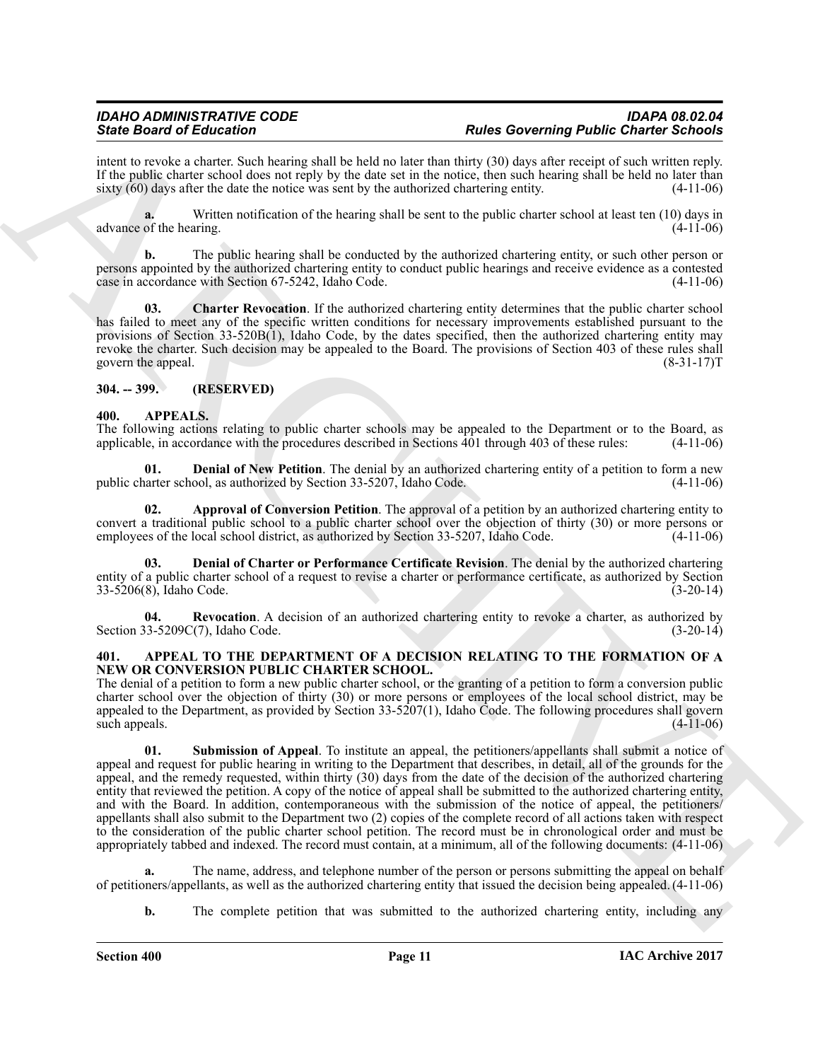intent to revoke a charter. Such hearing shall be held no later than thirty (30) days after receipt of such written reply. If the public charter school does not reply by the date set in the notice, then such hearing shall be held no later than sixty (60) days after the date the notice was sent by the authorized chartering entity. (4-11-06)

**a.** Written notification of the hearing shall be sent to the public charter school at least ten (10) days in advance of the hearing. (4-11-06)

**b.** The public hearing shall be conducted by the authorized chartering entity, or such other person or persons appointed by the authorized chartering entity to conduct public hearings and receive evidence as a contested case in accordance with Section 67-5242, Idaho Code. (4-11-06)

**03. Charter Revocation**. If the authorized chartering entity determines that the public charter school has failed to meet any of the specific written conditions for necessary improvements established pursuant to the provisions of Section 33-520B(1), Idaho Code, by the dates specified, then the authorized chartering entity may revoke the charter. Such decision may be appealed to the Board. The provisions of Section 403 of these rules shall govern the appeal. (8-31-17)T

## 304. -- 399. (RESERVED)

## 400. APPEALS.

The following actions relating to public charter schools may be appealed to the Department or to the Board, as applicable, in accordance with the procedures described in Sections 401 through 403 of these rules: (4-11-06)

**01. Denial of New Petition**. The denial by an authorized chartering entity of a petition to form a new public charter school, as authorized by Section 33-5207, Idaho Code. (4-11-06)

**02. Approval of Conversion Petition**. The approval of a petition by an authorized chartering entity to convert a traditional public school to a public charter school over the objection of thirty (30) or more persons or employees of the local school district, as authorized by Section 33-5207, Idaho Code. (4-11-06)

**03. Denial of Charter or Performance Certificate Revision**. The denial by the authorized chartering entity of a public charter school of a request to revise a charter or performance certificate, as authorized by Section 33-5206(8), Idaho Code. (3-20-14)

**04. Revocation**. A decision of an authorized chartering entity to revoke a charter, as authorized by Section 33-5209C(7), Idaho Code. (3-20-14)

## 401. APPEAL TO THE DEPARTMENT OF A DECISION RELATING TO THE FORMATION OF A NEW OR CONVERSION PUBLIC CHARTER SCHOOL.

The denial of a petition to form a new public charter school, or the granting of a petition to form a conversion public charter school over the objection of thirty (30) or more persons or employees of the local school district, may be appealed to the Department, as provided by Section 33-5207(1), Idaho Code. The following procedures shall govern such appeals. (4-11-06)

**01. Submission of Appeal**. To institute an appeal, the petitioners/appellants shall submit a notice of appeal and request for public hearing in writing to the Department that describes, in detail, all of the grounds for the appeal, and the remedy requested, within thirty (30) days from the date of the decision of the authorized chartering entity that reviewed the petition. A copy of the notice of appeal shall be submitted to the authorized chartering entity, and with the Board. In addition, contemporaneous with the submission of the notice of appeal, the petitioners/appellants shall also submit to the Department two (2) copies of the complete record of all actions taken with respect to the consideration of the public charter school petition. The record must be in chronological order and must be appropriately tabbed and indexed. The record must contain, at a minimum, all of the following documents: (4-11-06)

**a.** The name, address, and telephone number of the person or persons submitting the appeal on behalf of petitioners/appellants, as well as the authorized chartering entity that issued the decision being appealed. (4-11-06)

**b.** The complete petition that was submitted to the authorized chartering entity, including any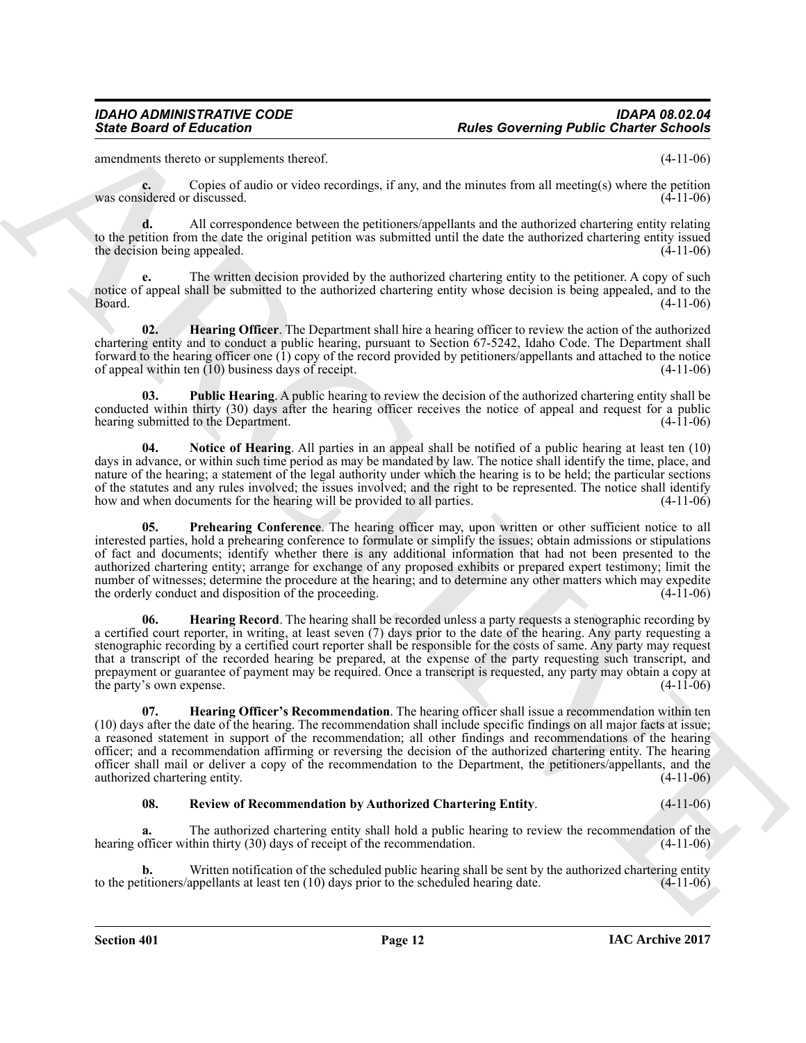amendments thereto or supplements thereof. (4-11-06)

**c.** Copies of audio or video recordings, if any, and the minutes from all meeting(s) where the petition was considered or discussed. (4-11-06)

**d.** All correspondence between the petitioners/appellants and the authorized chartering entity relating to the petition from the date the original petition was submitted until the date the authorized chartering entity issued the decision being appealed. (4-11-06)

**e.** The written decision provided by the authorized chartering entity to the petitioner. A copy of such notice of appeal shall be submitted to the authorized chartering entity whose decision is being appealed, and to the Board. (4-11-06)

**02. Hearing Officer**. The Department shall hire a hearing officer to review the action of the authorized chartering entity and to conduct a public hearing, pursuant to Section 67-5242, Idaho Code. The Department shall forward to the hearing officer one (1) copy of the record provided by petitioners/appellants and attached to the notice of appeal within ten (10) business days of receipt. (4-11-06)

**03. Public Hearing**. A public hearing to review the decision of the authorized chartering entity shall be conducted within thirty (30) days after the hearing officer receives the notice of appeal and request for a public hearing submitted to the Department. (4-11-06)

**04. Notice of Hearing**. All parties in an appeal shall be notified of a public hearing at least ten (10) days in advance, or within such time period as may be mandated by law. The notice shall identify the time, place, and nature of the hearing; a statement of the legal authority under which the hearing is to be held; the particular sections of the statutes and any rules involved; the issues involved; and the right to be represented. The notice shall identify how and when documents for the hearing will be provided to all parties. (4-11-06)

**05. Prehearing Conference**. The hearing officer may, upon written or other sufficient notice to all interested parties, hold a prehearing conference to formulate or simplify the issues; obtain admissions or stipulations of fact and documents; identify whether there is any additional information that had not been presented to the authorized chartering entity; arrange for exchange of any proposed exhibits or prepared expert testimony; limit the number of witnesses; determine the procedure at the hearing; and to determine any other matters which may expedite the orderly conduct and disposition of the proceeding. (4-11-06)

**06. Hearing Record**. The hearing shall be recorded unless a party requests a stenographic recording by a certified court reporter, in writing, at least seven (7) days prior to the date of the hearing. Any party requesting a stenographic recording by a certified court reporter shall be responsible for the costs of same. Any party may request that a transcript of the recorded hearing be prepared, at the expense of the party requesting such transcript, and prepayment or guarantee of payment may be required. Once a transcript is requested, any party may obtain a copy at the party's own expense. (4-11-06)

**07. Hearing Officer's Recommendation**. The hearing officer shall issue a recommendation within ten (10) days after the date of the hearing. The recommendation shall include specific findings on all major facts at issue; a reasoned statement in support of the recommendation; all other findings and recommendations of the hearing officer; and a recommendation affirming or reversing the decision of the authorized chartering entity. The hearing officer shall mail or deliver a copy of the recommendation to the Department, the petitioners/appellants, and the authorized chartering entity. (4-11-06)

**08. Review of Recommendation by Authorized Chartering Entity**. (4-11-06)

**a.** The authorized chartering entity shall hold a public hearing to review the recommendation of the hearing officer within thirty (30) days of receipt of the recommendation. (4-11-06)

**b.** Written notification of the scheduled public hearing shall be sent by the authorized chartering entity to the petitioners/appellants at least ten (10) days prior to the scheduled hearing date. (4-11-06)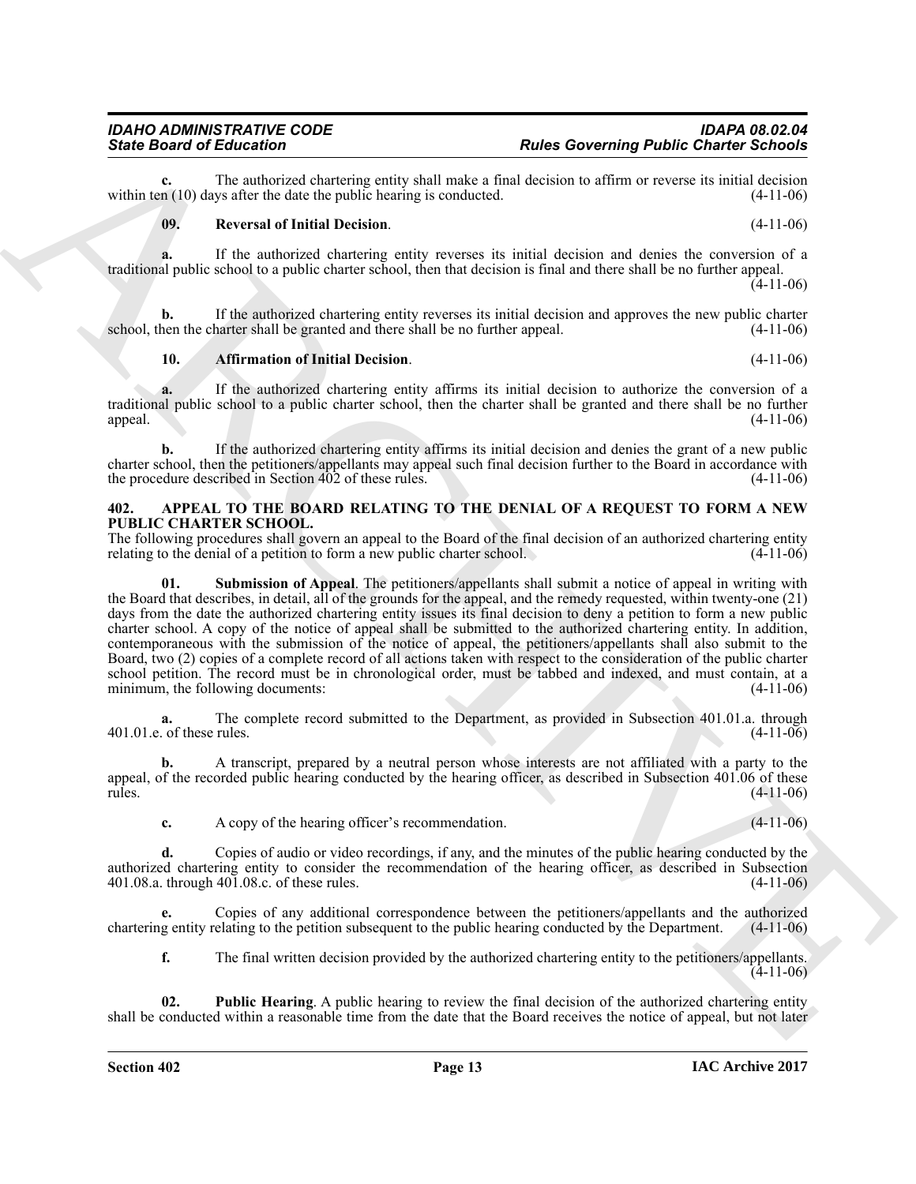**c.** The authorized chartering entity shall make a final decision to affirm or reverse its initial decision within ten (10) days after the date the public hearing is conducted. (4-11-06)

**09. Reversal of Initial Decision**. (4-11-06)

**a.** If the authorized chartering entity reverses its initial decision and denies the conversion of a traditional public school to a public charter school, then that decision is final and there shall be no further appeal. (4-11-06)

**b.** If the authorized chartering entity reverses its initial decision and approves the new public charter school, then the charter shall be granted and there shall be no further appeal. (4-11-06)

**10. Affirmation of Initial Decision**. (4-11-06)

**a.** If the authorized chartering entity affirms its initial decision to authorize the conversion of a traditional public school to a public charter school, then the charter shall be granted and there shall be no further appeal. (4-11-06)

**b.** If the authorized chartering entity affirms its initial decision and denies the grant of a new public charter school, then the petitioners/appellants may appeal such final decision further to the Board in accordance with the procedure described in Section 402 of these rules. (4-11-06)

## 402. APPEAL TO THE BOARD RELATING TO THE DENIAL OF A REQUEST TO FORM A NEW PUBLIC CHARTER SCHOOL.

The following procedures shall govern an appeal to the Board of the final decision of an authorized chartering entity relating to the denial of a petition to form a new public charter school. (4-11-06)

**01. Submission of Appeal**. The petitioners/appellants shall submit a notice of appeal in writing with the Board that describes, in detail, all of the grounds for the appeal, and the remedy requested, within twenty-one (21) days from the date the authorized chartering entity issues its final decision to deny a petition to form a new public charter school. A copy of the notice of appeal shall be submitted to the authorized chartering entity. In addition, contemporaneous with the submission of the notice of appeal, the petitioners/appellants shall also submit to the Board, two (2) copies of a complete record of all actions taken with respect to the consideration of the public charter school petition. The record must be in chronological order, must be tabbed and indexed, and must contain, at a minimum, the following documents: (4-11-06)

**a.** The complete record submitted to the Department, as provided in Subsection 401.01.a. through 401.01.e. of these rules. (4-11-06)

**b.** A transcript, prepared by a neutral person whose interests are not affiliated with a party to the appeal, of the recorded public hearing conducted by the hearing officer, as described in Subsection 401.06 of these rules. (4-11-06)

**c.** A copy of the hearing officer's recommendation. (4-11-06)

**d.** Copies of audio or video recordings, if any, and the minutes of the public hearing conducted by the authorized chartering entity to consider the recommendation of the hearing officer, as described in Subsection 401.08.a. through 401.08.c. of these rules. (4-11-06)

**e.** Copies of any additional correspondence between the petitioners/appellants and the authorized chartering entity relating to the petition subsequent to the public hearing conducted by the Department. (4-11-06)

**f.** The final written decision provided by the authorized chartering entity to the petitioners/appellants. (4-11-06)

**02. Public Hearing**. A public hearing to review the final decision of the authorized chartering entity shall be conducted within a reasonable time from the date that the Board receives the notice of appeal, but not later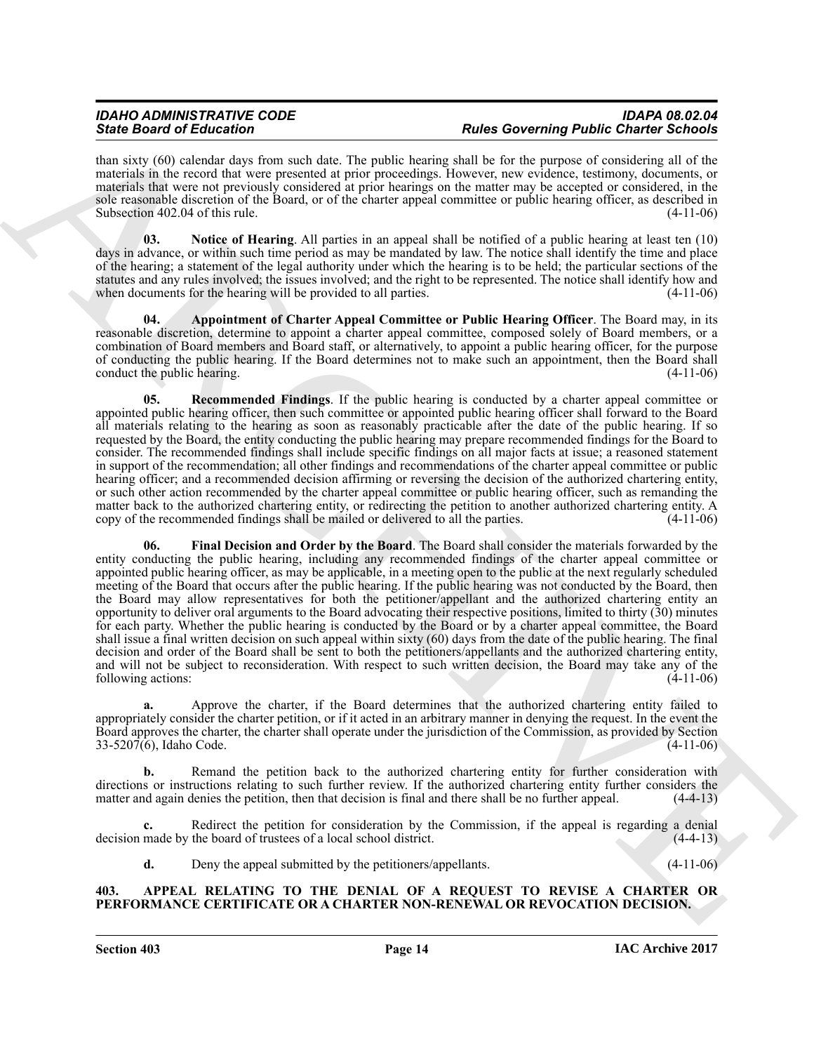than sixty (60) calendar days from such date. The public hearing shall be for the purpose of considering all of the materials in the record that were presented at prior proceedings. However, new evidence, testimony, documents, or materials that were not previously considered at prior hearings on the matter may be accepted or considered, in the sole reasonable discretion of the Board, or of the charter appeal committee or public hearing officer, as described in Subsection 402.04 of this rule. (4-11-06)

**03. Notice of Hearing**. All parties in an appeal shall be notified of a public hearing at least ten (10) days in advance, or within such time period as may be mandated by law. The notice shall identify the time and place of the hearing; a statement of the legal authority under which the hearing is to be held; the particular sections of the statutes and any rules involved; the issues involved; and the right to be represented. The notice shall identify how and when documents for the hearing will be provided to all parties. (4-11-06)

**04. Appointment of Charter Appeal Committee or Public Hearing Officer**. The Board may, in its reasonable discretion, determine to appoint a charter appeal committee, composed solely of Board members, or a combination of Board members and Board staff, or alternatively, to appoint a public hearing officer, for the purpose of conducting the public hearing. If the Board determines not to make such an appointment, then the Board shall conduct the public hearing. (4-11-06)

**05. Recommended Findings**. If the public hearing is conducted by a charter appeal committee or appointed public hearing officer, then such committee or appointed public hearing officer shall forward to the Board all materials relating to the hearing as soon as reasonably practicable after the date of the public hearing. If so requested by the Board, the entity conducting the public hearing may prepare recommended findings for the Board to consider. The recommended findings shall include specific findings on all major facts at issue; a reasoned statement in support of the recommendation; all other findings and recommendations of the charter appeal committee or public hearing officer; and a recommended decision affirming or reversing the decision of the authorized chartering entity, or such other action recommended by the charter appeal committee or public hearing officer, such as remanding the matter back to the authorized chartering entity, or redirecting the petition to another authorized chartering entity. A copy of the recommended findings shall be mailed or delivered to all the parties. (4-11-06)

**06. Final Decision and Order by the Board**. The Board shall consider the materials forwarded by the entity conducting the public hearing, including any recommended findings of the charter appeal committee or appointed public hearing officer, as may be applicable, in a meeting open to the public at the next regularly scheduled meeting of the Board that occurs after the public hearing. If the public hearing was not conducted by the Board, then the Board may allow representatives for both the petitioner/appellant and the authorized chartering entity an opportunity to deliver oral arguments to the Board advocating their respective positions, limited to thirty (30) minutes for each party. Whether the public hearing is conducted by the Board or by a charter appeal committee, the Board shall issue a final written decision on such appeal within sixty (60) days from the date of the public hearing. The final decision and order of the Board shall be sent to both the petitioners/appellants and the authorized chartering entity, and will not be subject to reconsideration. With respect to such written decision, the Board may take any of the following actions: (4-11-06)

**a.** Approve the charter, if the Board determines that the authorized chartering entity failed to appropriately consider the charter petition, or if it acted in an arbitrary manner in denying the request. In the event the Board approves the charter, the charter shall operate under the jurisdiction of the Commission, as provided by Section 33-5207(6), Idaho Code. (4-11-06)

**b.** Remand the petition back to the authorized chartering entity for further consideration with directions or instructions relating to such further review. If the authorized chartering entity further considers the matter and again denies the petition, then that decision is final and there shall be no further appeal. (4-4-13)

**c.** Redirect the petition for consideration by the Commission, if the appeal is regarding a denial decision made by the board of trustees of a local school district. (4-4-13)

**d.** Deny the appeal submitted by the petitioners/appellants. (4-11-06)

## 403. APPEAL RELATING TO THE DENIAL OF A REQUEST TO REVISE A CHARTER OR PERFORMANCE CERTIFICATE OR A CHARTER NON-RENEWAL OR REVOCATION DECISION.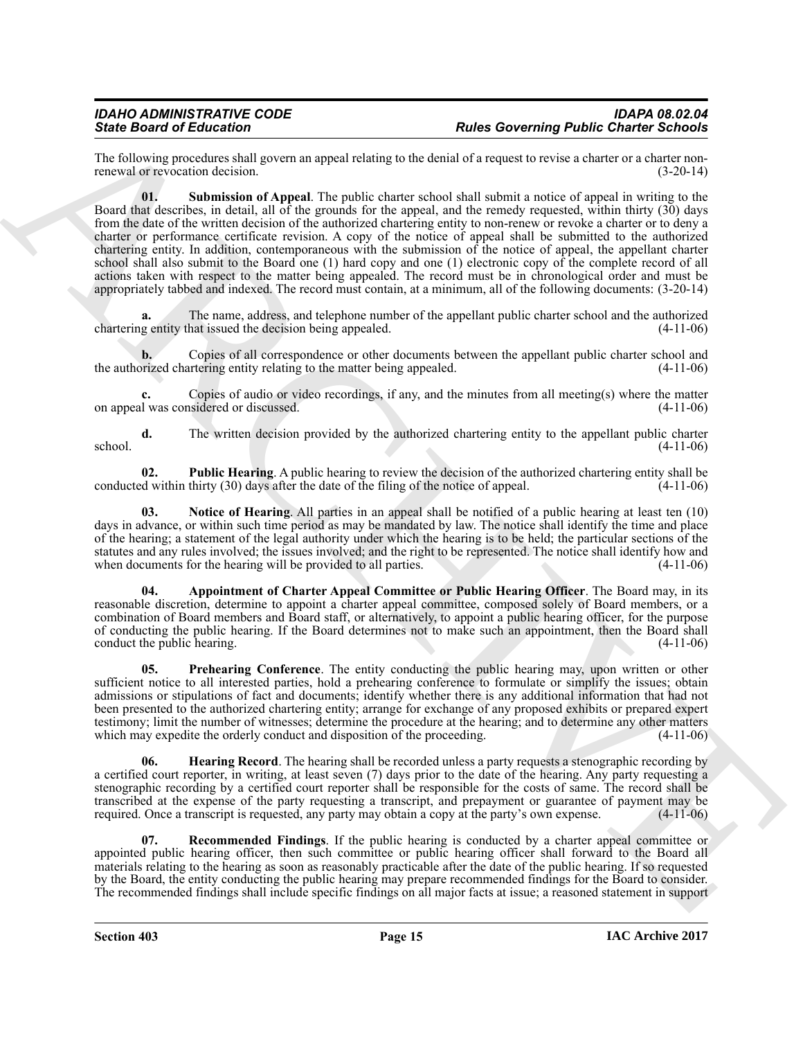The following procedures shall govern an appeal relating to the denial of a request to revise a charter or a charter non-renewal or revocation decision. (3-20-14)

**01. Submission of Appeal**. The public charter school shall submit a notice of appeal in writing to the Board that describes, in detail, all of the grounds for the appeal, and the remedy requested, within thirty (30) days from the date of the written decision of the authorized chartering entity to non-renew or revoke a charter or to deny a charter or performance certificate revision. A copy of the notice of appeal shall be submitted to the authorized chartering entity. In addition, contemporaneous with the submission of the notice of appeal, the appellant charter school shall also submit to the Board one (1) hard copy and one (1) electronic copy of the complete record of all actions taken with respect to the matter being appealed. The record must be in chronological order and must be appropriately tabbed and indexed. The record must contain, at a minimum, all of the following documents: (3-20-14)

**a.** The name, address, and telephone number of the appellant public charter school and the authorized chartering entity that issued the decision being appealed. (4-11-06)

**b.** Copies of all correspondence or other documents between the appellant public charter school and the authorized chartering entity relating to the matter being appealed. (4-11-06)

**c.** Copies of audio or video recordings, if any, and the minutes from all meeting(s) where the matter on appeal was considered or discussed. (4-11-06)

**d.** The written decision provided by the authorized chartering entity to the appellant public charter school. (4-11-06)

**02. Public Hearing**. A public hearing to review the decision of the authorized chartering entity shall be conducted within thirty (30) days after the date of the filing of the notice of appeal. (4-11-06)

**03. Notice of Hearing**. All parties in an appeal shall be notified of a public hearing at least ten (10) days in advance, or within such time period as may be mandated by law. The notice shall identify the time and place of the hearing; a statement of the legal authority under which the hearing is to be held; the particular sections of the statutes and any rules involved; the issues involved; and the right to be represented. The notice shall identify how and when documents for the hearing will be provided to all parties. (4-11-06)

**04. Appointment of Charter Appeal Committee or Public Hearing Officer**. The Board may, in its reasonable discretion, determine to appoint a charter appeal committee, composed solely of Board members, or a combination of Board members and Board staff, or alternatively, to appoint a public hearing officer, for the purpose of conducting the public hearing. If the Board determines not to make such an appointment, then the Board shall conduct the public hearing. (4-11-06)

**05. Prehearing Conference**. The entity conducting the public hearing may, upon written or other sufficient notice to all interested parties, hold a prehearing conference to formulate or simplify the issues; obtain admissions or stipulations of fact and documents; identify whether there is any additional information that had not been presented to the authorized chartering entity; arrange for exchange of any proposed exhibits or prepared expert testimony; limit the number of witnesses; determine the procedure at the hearing; and to determine any other matters which may expedite the orderly conduct and disposition of the proceeding. (4-11-06)

**06. Hearing Record**. The hearing shall be recorded unless a party requests a stenographic recording by a certified court reporter, in writing, at least seven (7) days prior to the date of the hearing. Any party requesting a stenographic recording by a certified court reporter shall be responsible for the costs of same. The record shall be transcribed at the expense of the party requesting a transcript, and prepayment or guarantee of payment may be required. Once a transcript is requested, any party may obtain a copy at the party's own expense. (4-11-06)

**07. Recommended Findings**. If the public hearing is conducted by a charter appeal committee or appointed public hearing officer, then such committee or public hearing officer shall forward to the Board all materials relating to the hearing as soon as reasonably practicable after the date of the public hearing. If so requested by the Board, the entity conducting the public hearing may prepare recommended findings for the Board to consider. The recommended findings shall include specific findings on all major facts at issue; a reasoned statement in support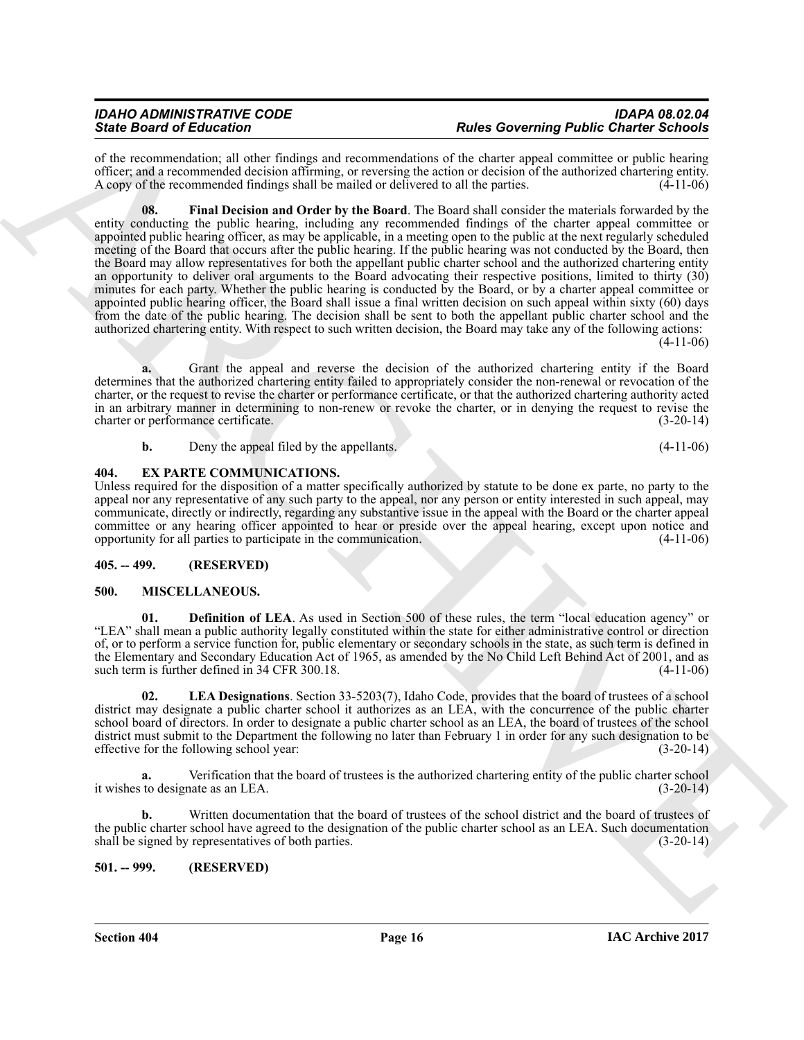of the recommendation; all other findings and recommendations of the charter appeal committee or public hearing officer; and a recommended decision affirming, or reversing the action or decision of the authorized chartering entity. A copy of the recommended findings shall be mailed or delivered to all the parties. (4-11-06)

**08. Final Decision and Order by the Board**. The Board shall consider the materials forwarded by the entity conducting the public hearing, including any recommended findings of the charter appeal committee or appointed public hearing officer, as may be applicable, in a meeting open to the public at the next regularly scheduled meeting of the Board that occurs after the public hearing. If the public hearing was not conducted by the Board, then the Board may allow representatives for both the appellant public charter school and the authorized chartering entity an opportunity to deliver oral arguments to the Board advocating their respective positions, limited to thirty (30) minutes for each party. Whether the public hearing is conducted by the Board, or by a charter appeal committee or appointed public hearing officer, the Board shall issue a final written decision on such appeal within sixty (60) days from the date of the public hearing. The decision shall be sent to both the appellant public charter school and the authorized chartering entity. With respect to such written decision, the Board may take any of the following actions: (4-11-06)

**a.** Grant the appeal and reverse the decision of the authorized chartering entity if the Board determines that the authorized chartering entity failed to appropriately consider the non-renewal or revocation of the charter, or the request to revise the charter or performance certificate, or that the authorized chartering authority acted in an arbitrary manner in determining to non-renew or revoke the charter, or in denying the request to revise the charter or performance certificate. (3-20-14)

**b.** Deny the appeal filed by the appellants. (4-11-06)

## 404. EX PARTE COMMUNICATIONS.

Unless required for the disposition of a matter specifically authorized by statute to be done ex parte, no party to the appeal nor any representative of any such party to the appeal, nor any person or entity interested in such appeal, may communicate, directly or indirectly, regarding any substantive issue in the appeal with the Board or the charter appeal committee or any hearing officer appointed to hear or preside over the appeal hearing, except upon notice and opportunity for all parties to participate in the communication. (4-11-06)

## 405. -- 499. (RESERVED)

## 500. MISCELLANEOUS.

**01. Definition of LEA**. As used in Section 500 of these rules, the term "local education agency" or "LEA" shall mean a public authority legally constituted within the state for either administrative control or direction of, or to perform a service function for, public elementary or secondary schools in the state, as such term is defined in the Elementary and Secondary Education Act of 1965, as amended by the No Child Left Behind Act of 2001, and as such term is further defined in 34 CFR 300.18. (4-11-06)

**02. LEA Designations**. Section 33-5203(7), Idaho Code, provides that the board of trustees of a school district may designate a public charter school it authorizes as an LEA, with the concurrence of the public charter school board of directors. In order to designate a public charter school as an LEA, the board of trustees of the school district must submit to the Department the following no later than February 1 in order for any such designation to be effective for the following school year: (3-20-14)

**a.** Verification that the board of trustees is the authorized chartering entity of the public charter school it wishes to designate as an LEA. (3-20-14)

**b.** Written documentation that the board of trustees of the school district and the board of trustees of the public charter school have agreed to the designation of the public charter school as an LEA. Such documentation shall be signed by representatives of both parties. (3-20-14)

## 501. -- 999. (RESERVED)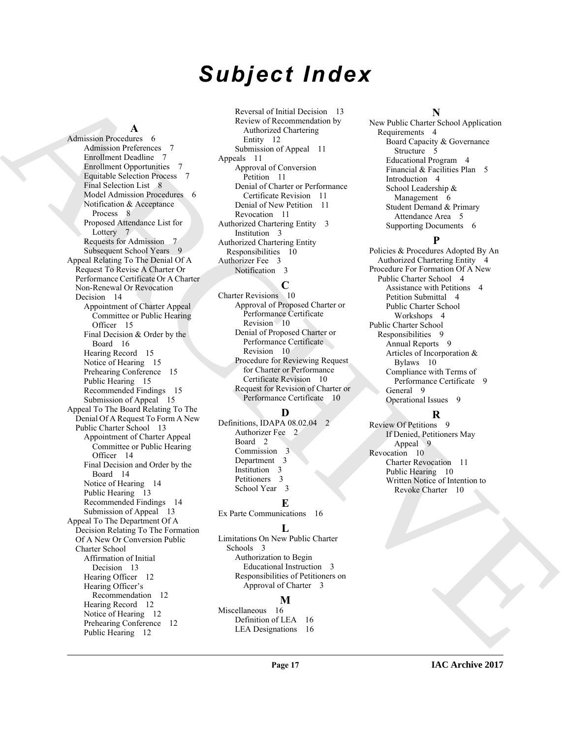# Subject Index

## A

Admission Procedures 6
- Admission Preferences 7
- Enrollment Deadline 7
- Enrollment Opportunities 7
- Equitable Selection Process 7
- Final Selection List 8
- Model Admission Procedures 6
- Notification & Acceptance Process 8
- Proposed Attendance List for Lottery 7
- Requests for Admission 7
- Subsequent School Years 9

Appeal Relating To The Denial Of A Request To Revise A Charter Or Performance Certificate Or A Charter Non-Renewal Or Revocation Decision 14
- Appointment of Charter Appeal Committee or Public Hearing Officer 15
- Final Decision & Order by the Board 16
- Hearing Record 15
- Notice of Hearing 15
- Prehearing Conference 15
- Public Hearing 15
- Recommended Findings 15
- Submission of Appeal 15

Appeal To The Board Relating To The Denial Of A Request To Form A New Public Charter School 13
- Appointment of Charter Appeal Committee or Public Hearing Officer 14
- Final Decision and Order by the Board 14
- Notice of Hearing 14
- Public Hearing 13
- Recommended Findings 14
- Submission of Appeal 13

Appeal To The Department Of A Decision Relating To The Formation Of A New Or Conversion Public Charter School
- Affirmation of Initial Decision 13
- Hearing Officer 12
- Hearing Officer's Recommendation 12
- Hearing Record 12
- Notice of Hearing 12
- Prehearing Conference 12
- Public Hearing 12
- Reversal of Initial Decision 13
- Review of Recommendation by Authorized Chartering Entity 12
- Submission of Appeal 11

Appeals 11
- Approval of Conversion Petition 11
- Denial of Charter or Performance Certificate Revision 11
- Denial of New Petition 11
- Revocation 11

Authorized Chartering Entity 3
- Institution 3

Authorized Chartering Entity Responsibilities 10

Authorizer Fee 3
- Notification 3

## C

Charter Revisions 10
- Approval of Proposed Charter or Performance Certificate Revision 10
- Denial of Proposed Charter or Performance Certificate Revision 10
- Procedure for Reviewing Request for Charter or Performance Certificate Revision 10
- Request for Revision of Charter or Performance Certificate 10

## D

Definitions, IDAPA 08.02.04 2
- Authorizer Fee 2
- Board 2
- Commission 3
- Department 3
- Institution 3
- Petitioners 3
- School Year 3

## E

Ex Parte Communications 16

## L

Limitations On New Public Charter Schools 3
- Authorization to Begin Educational Instruction 3
- Responsibilities of Petitioners on Approval of Charter 3

## M

Miscellaneous 16
- Definition of LEA 16
- LEA Designations 16

## N

New Public Charter School Application Requirements 4
- Board Capacity & Governance Structure 5
- Educational Program 4
- Financial & Facilities Plan 5
- Introduction 4
- School Leadership & Management 6
- Student Demand & Primary Attendance Area 5
- Supporting Documents 6

## P

Policies & Procedures Adopted By An Authorized Chartering Entity 4

Procedure For Formation Of A New Public Charter School 4
- Assistance with Petitions 4
- Petition Submittal 4
- Public Charter School Workshops 4

Public Charter School Responsibilities 9
- Annual Reports 9
- Articles of Incorporation & Bylaws 10
- Compliance with Terms of Performance Certificate 9
- General 9
- Operational Issues 9

## R

Review Of Petitions 9
- If Denied, Petitioners May Appeal 9

Revocation 10
- Charter Revocation 11
- Public Hearing 10
- Written Notice of Intention to Revoke Charter 10